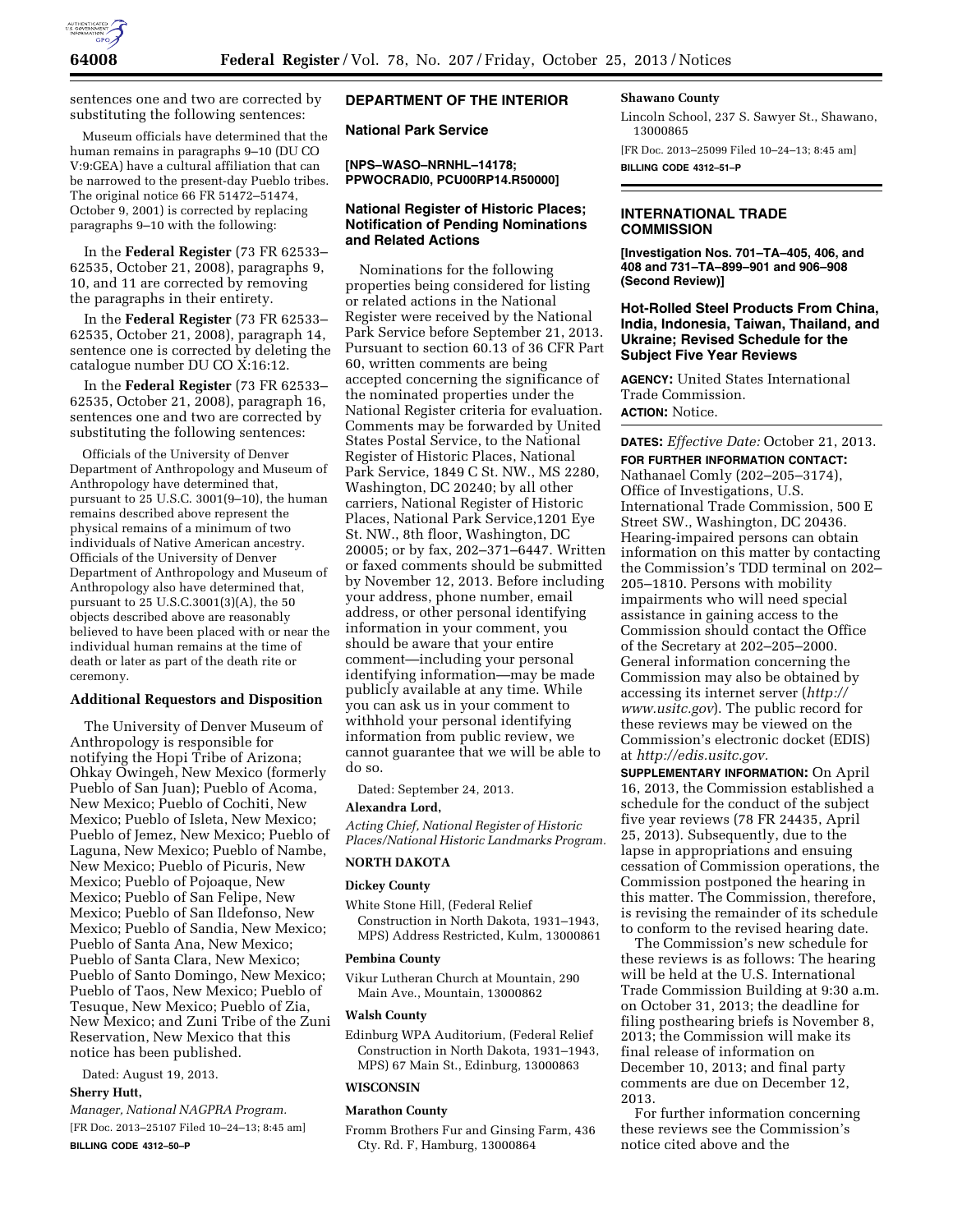sentences one and two are corrected by substituting the following sentences:

Museum officials have determined that the human remains in paragraphs 9–10 (DU CO V:9:GEA) have a cultural affiliation that can be narrowed to the present-day Pueblo tribes. The original notice 66 FR 51472–51474, October 9, 2001) is corrected by replacing paragraphs 9–10 with the following:

In the **Federal Register** (73 FR 62533–62535, October 21, 2008), paragraphs 9, 10, and 11 are corrected by removing the paragraphs in their entirety.

In the **Federal Register** (73 FR 62533–62535, October 21, 2008), paragraph 14, sentence one is corrected by deleting the catalogue number DU CO X:16:12.

In the **Federal Register** (73 FR 62533–62535, October 21, 2008), paragraph 16, sentences one and two are corrected by substituting the following sentences:

Officials of the University of Denver Department of Anthropology and Museum of Anthropology have determined that, pursuant to 25 U.S.C. 3001(9–10), the human remains described above represent the physical remains of a minimum of two individuals of Native American ancestry. Officials of the University of Denver Department of Anthropology and Museum of Anthropology also have determined that, pursuant to 25 U.S.C.3001(3)(A), the 50 objects described above are reasonably believed to have been placed with or near the individual human remains at the time of death or later as part of the death rite or ceremony.

### Additional Requestors and Disposition

The University of Denver Museum of Anthropology is responsible for notifying the Hopi Tribe of Arizona; Ohkay Owingeh, New Mexico (formerly Pueblo of San Juan); Pueblo of Acoma, New Mexico; Pueblo of Cochiti, New Mexico; Pueblo of Isleta, New Mexico; Pueblo of Jemez, New Mexico; Pueblo of Laguna, New Mexico; Pueblo of Nambe, New Mexico; Pueblo of Picuris, New Mexico; Pueblo of Pojoaque, New Mexico; Pueblo of San Felipe, New Mexico; Pueblo of San Ildefonso, New Mexico; Pueblo of Sandia, New Mexico; Pueblo of Santa Ana, New Mexico; Pueblo of Santa Clara, New Mexico; Pueblo of Santo Domingo, New Mexico; Pueblo of Taos, New Mexico; Pueblo of Tesuque, New Mexico; Pueblo of Zia, New Mexico; and Zuni Tribe of the Zuni Reservation, New Mexico that this notice has been published.

Dated: August 19, 2013.

**Sherry Hutt,**

*Manager, National NAGPRA Program.*

[FR Doc. 2013–25107 Filed 10–24–13; 8:45 am]

**BILLING CODE 4312–50–P**

## DEPARTMENT OF THE INTERIOR

### National Park Service

**[NPS–WASO–NRNHL–14178; PPWOCRADI0, PCU00RP14.R50000]**

### National Register of Historic Places; Notification of Pending Nominations and Related Actions

Nominations for the following properties being considered for listing or related actions in the National Register were received by the National Park Service before September 21, 2013. Pursuant to section 60.13 of 36 CFR Part 60, written comments are being accepted concerning the significance of the nominated properties under the National Register criteria for evaluation. Comments may be forwarded by United States Postal Service, to the National Register of Historic Places, National Park Service, 1849 C St. NW., MS 2280, Washington, DC 20240; by all other carriers, National Register of Historic Places, National Park Service,1201 Eye St. NW., 8th floor, Washington, DC 20005; or by fax, 202–371–6447. Written or faxed comments should be submitted by November 12, 2013. Before including your address, phone number, email address, or other personal identifying information in your comment, you should be aware that your entire comment—including your personal identifying information—may be made publicly available at any time. While you can ask us in your comment to withhold your personal identifying information from public review, we cannot guarantee that we will be able to do so.

Dated: September 24, 2013.

**Alexandra Lord,**

*Acting Chief, National Register of Historic Places/National Historic Landmarks Program.*

**NORTH DAKOTA**

**Dickey County**

White Stone Hill, (Federal Relief Construction in North Dakota, 1931–1943, MPS) Address Restricted, Kulm, 13000861

**Pembina County**

Vikur Lutheran Church at Mountain, 290 Main Ave., Mountain, 13000862

**Walsh County**

Edinburg WPA Auditorium, (Federal Relief Construction in North Dakota, 1931–1943, MPS) 67 Main St., Edinburg, 13000863

**WISCONSIN**

**Marathon County**

Fromm Brothers Fur and Ginsing Farm, 436 Cty. Rd. F, Hamburg, 13000864

**Shawano County**

Lincoln School, 237 S. Sawyer St., Shawano, 13000865

[FR Doc. 2013–25099 Filed 10–24–13; 8:45 am]

**BILLING CODE 4312–51–P**

## INTERNATIONAL TRADE COMMISSION

**[Investigation Nos. 701–TA–405, 406, and 408 and 731–TA–899–901 and 906–908 (Second Review)]**

### Hot-Rolled Steel Products From China, India, Indonesia, Taiwan, Thailand, and Ukraine; Revised Schedule for the Subject Five Year Reviews

**AGENCY:** United States International Trade Commission.

**ACTION:** Notice.

**DATES:** *Effective Date:* October 21, 2013.

**FOR FURTHER INFORMATION CONTACT:** Nathanael Comly (202–205–3174), Office of Investigations, U.S. International Trade Commission, 500 E Street SW., Washington, DC 20436. Hearing-impaired persons can obtain information on this matter by contacting the Commission's TDD terminal on 202–205–1810. Persons with mobility impairments who will need special assistance in gaining access to the Commission should contact the Office of the Secretary at 202–205–2000. General information concerning the Commission may also be obtained by accessing its internet server (*http://www.usitc.gov*). The public record for these reviews may be viewed on the Commission's electronic docket (EDIS) at *http://edis.usitc.gov*.

**SUPPLEMENTARY INFORMATION:** On April 16, 2013, the Commission established a schedule for the conduct of the subject five year reviews (78 FR 24435, April 25, 2013). Subsequently, due to the lapse in appropriations and ensuing cessation of Commission operations, the Commission postponed the hearing in this matter. The Commission, therefore, is revising the remainder of its schedule to conform to the revised hearing date.

The Commission's new schedule for these reviews is as follows: The hearing will be held at the U.S. International Trade Commission Building at 9:30 a.m. on October 31, 2013; the deadline for filing posthearing briefs is November 8, 2013; the Commission will make its final release of information on December 10, 2013; and final party comments are due on December 12, 2013.

For further information concerning these reviews see the Commission's notice cited above and the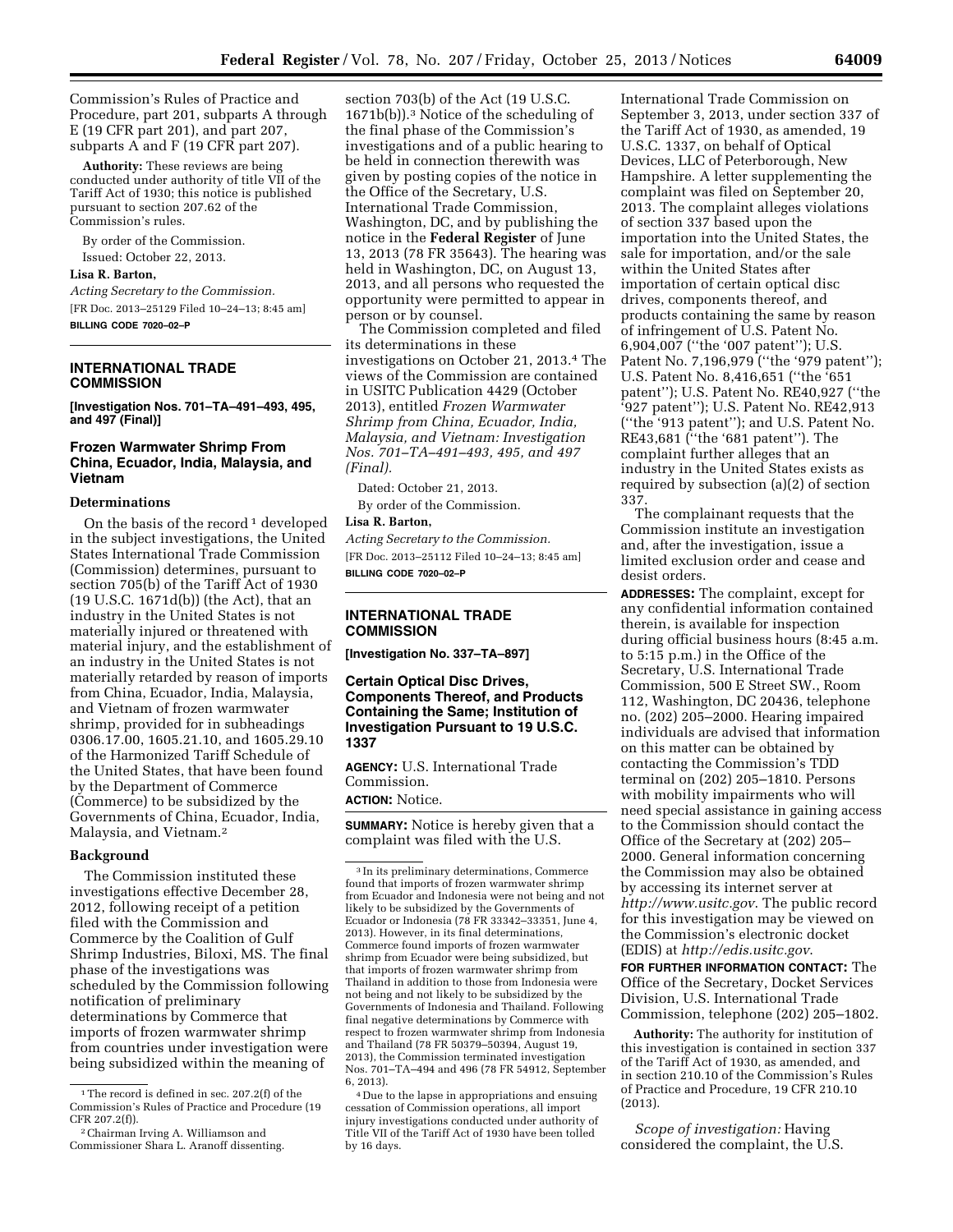Commission's Rules of Practice and Procedure, part 201, subparts A through E (19 CFR part 201), and part 207, subparts A and F (19 CFR part 207).

**Authority:** These reviews are being conducted under authority of title VII of the Tariff Act of 1930; this notice is published pursuant to section 207.62 of the Commission's rules.

By order of the Commission.

Issued: October 22, 2013.

**Lisa R. Barton,**

*Acting Secretary to the Commission.*

[FR Doc. 2013–25129 Filed 10–24–13; 8:45 am]

**BILLING CODE 7020–02–P**

---

## INTERNATIONAL TRADE COMMISSION

**[Investigation Nos. 701–TA–491–493, 495, and 497 (Final)]**

### Frozen Warmwater Shrimp From China, Ecuador, India, Malaysia, and Vietnam

#### Determinations

On the basis of the record[1] developed in the subject investigations, the United States International Trade Commission (Commission) determines, pursuant to section 705(b) of the Tariff Act of 1930 (19 U.S.C. 1671d(b)) (the Act), that an industry in the United States is not materially injured or threatened with material injury, and the establishment of an industry in the United States is not materially retarded by reason of imports from China, Ecuador, India, Malaysia, and Vietnam of frozen warmwater shrimp, provided for in subheadings 0306.17.00, 1605.21.10, and 1605.29.10 of the Harmonized Tariff Schedule of the United States, that have been found by the Department of Commerce (Commerce) to be subsidized by the Governments of China, Ecuador, India, Malaysia, and Vietnam.[2]

#### Background

The Commission instituted these investigations effective December 28, 2012, following receipt of a petition filed with the Commission and Commerce by the Coalition of Gulf Shrimp Industries, Biloxi, MS. The final phase of the investigations was scheduled by the Commission following notification of preliminary determinations by Commerce that imports of frozen warmwater shrimp from countries under investigation were being subsidized within the meaning of section 703(b) of the Act (19 U.S.C. 1671b(b)).[3] Notice of the scheduling of the final phase of the Commission's investigations and of a public hearing to be held in connection therewith was given by posting copies of the notice in the Office of the Secretary, U.S. International Trade Commission, Washington, DC, and by publishing the notice in the **Federal Register** of June 13, 2013 (78 FR 35643). The hearing was held in Washington, DC, on August 13, 2013, and all persons who requested the opportunity were permitted to appear in person or by counsel.

The Commission completed and filed its determinations in these investigations on October 21, 2013.[4] The views of the Commission are contained in USITC Publication 4429 (October 2013), entitled *Frozen Warmwater Shrimp from China, Ecuador, India, Malaysia, and Vietnam: Investigation Nos. 701–TA–491–493, 495, and 497 (Final).*

Dated: October 21, 2013.

By order of the Commission.

**Lisa R. Barton,**

*Acting Secretary to the Commission.*

[FR Doc. 2013–25112 Filed 10–24–13; 8:45 am]

**BILLING CODE 7020–02–P**

[1] The record is defined in sec. 207.2(f) of the Commission's Rules of Practice and Procedure (19 CFR 207.2(f)).

[2] Chairman Irving A. Williamson and Commissioner Shara L. Aranoff dissenting.

[3] In its preliminary determinations, Commerce found that imports of frozen warmwater shrimp from Ecuador and Indonesia were not being and not likely to be subsidized by the Governments of Ecuador or Indonesia (78 FR 33342–33351, June 4, 2013). However, in its final determinations, Commerce found imports of frozen warmwater shrimp from Ecuador were being subsidized, but that imports of frozen warmwater shrimp from Thailand in addition to those from Indonesia were not being and not likely to be subsidized by the Governments of Indonesia and Thailand. Following final negative determinations by Commerce with respect to frozen warmwater shrimp from Indonesia and Thailand (78 FR 50379–50394, August 19, 2013), the Commission terminated investigation Nos. 701–TA–494 and 496 (78 FR 54912, September 6, 2013).

[4] Due to the lapse in appropriations and ensuing cessation of Commission operations, all import injury investigations conducted under authority of Title VII of the Tariff Act of 1930 have been tolled by 16 days.

---

## INTERNATIONAL TRADE COMMISSION

**[Investigation No. 337–TA–897]**

### Certain Optical Disc Drives, Components Thereof, and Products Containing the Same; Institution of Investigation Pursuant to 19 U.S.C. 1337

**AGENCY:** U.S. International Trade Commission.

**ACTION:** Notice.

**SUMMARY:** Notice is hereby given that a complaint was filed with the U.S. International Trade Commission on September 3, 2013, under section 337 of the Tariff Act of 1930, as amended, 19 U.S.C. 1337, on behalf of Optical Devices, LLC of Peterborough, New Hampshire. A letter supplementing the complaint was filed on September 20, 2013. The complaint alleges violations of section 337 based upon the importation into the United States, the sale for importation, and/or the sale within the United States after importation of certain optical disc drives, components thereof, and products containing the same by reason of infringement of U.S. Patent No. 6,904,007 (''the '007 patent''); U.S. Patent No. 7,196,979 (''the '979 patent''); U.S. Patent No. 8,416,651 (''the '651 patent''); U.S. Patent No. RE40,927 (''the '927 patent''); U.S. Patent No. RE42,913 (''the '913 patent''); and U.S. Patent No. RE43,681 (''the '681 patent''). The complaint further alleges that an industry in the United States exists as required by subsection (a)(2) of section 337.

The complainant requests that the Commission institute an investigation and, after the investigation, issue a limited exclusion order and cease and desist orders.

**ADDRESSES:** The complaint, except for any confidential information contained therein, is available for inspection during official business hours (8:45 a.m. to 5:15 p.m.) in the Office of the Secretary, U.S. International Trade Commission, 500 E Street SW., Room 112, Washington, DC 20436, telephone no. (202) 205–2000. Hearing impaired individuals are advised that information on this matter can be obtained by contacting the Commission's TDD terminal on (202) 205–1810. Persons with mobility impairments who will need special assistance in gaining access to the Commission should contact the Office of the Secretary at (202) 205–2000. General information concerning the Commission may also be obtained by accessing its internet server at *http://www.usitc.gov*. The public record for this investigation may be viewed on the Commission's electronic docket (EDIS) at *http://edis.usitc.gov*.

**FOR FURTHER INFORMATION CONTACT:** The Office of the Secretary, Docket Services Division, U.S. International Trade Commission, telephone (202) 205–1802.

**Authority:** The authority for institution of this investigation is contained in section 337 of the Tariff Act of 1930, as amended, and in section 210.10 of the Commission's Rules of Practice and Procedure, 19 CFR 210.10 (2013).

*Scope of investigation:* Having considered the complaint, the U.S.